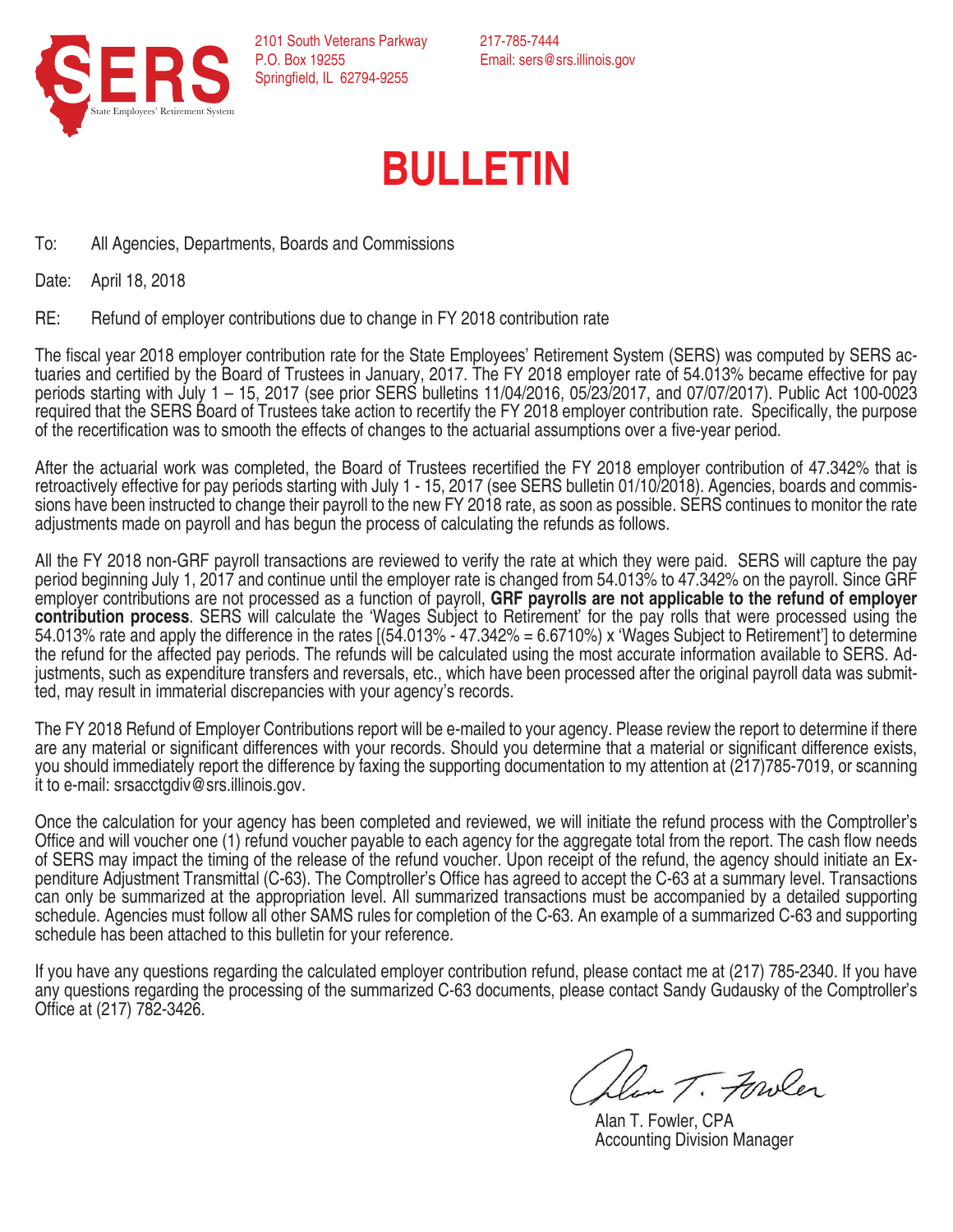SERS
State Employees' Retirement System

2101 South Veterans Parkway
P.O. Box 19255
Springfield, IL 62794-9255

217-785-7444
Email: sers@srs.illinois.gov

# BULLETIN

To: All Agencies, Departments, Boards and Commissions

Date: April 18, 2018

RE: Refund of employer contributions due to change in FY 2018 contribution rate

The fiscal year 2018 employer contribution rate for the State Employees' Retirement System (SERS) was computed by SERS actuaries and certified by the Board of Trustees in January, 2017. The FY 2018 employer rate of 54.013% became effective for pay periods starting with July 1 – 15, 2017 (see prior SERS bulletins 11/04/2016, 05/23/2017, and 07/07/2017). Public Act 100-0023 required that the SERS Board of Trustees take action to recertify the FY 2018 employer contribution rate. Specifically, the purpose of the recertification was to smooth the effects of changes to the actuarial assumptions over a five-year period.

After the actuarial work was completed, the Board of Trustees recertified the FY 2018 employer contribution of 47.342% that is retroactively effective for pay periods starting with July 1 - 15, 2017 (see SERS bulletin 01/10/2018). Agencies, boards and commissions have been instructed to change their payroll to the new FY 2018 rate, as soon as possible. SERS continues to monitor the rate adjustments made on payroll and has begun the process of calculating the refunds as follows.

All the FY 2018 non-GRF payroll transactions are reviewed to verify the rate at which they were paid. SERS will capture the pay period beginning July 1, 2017 and continue until the employer rate is changed from 54.013% to 47.342% on the payroll. Since GRF employer contributions are not processed as a function of payroll, **GRF payrolls are not applicable to the refund of employer contribution process**. SERS will calculate the 'Wages Subject to Retirement' for the pay rolls that were processed using the 54.013% rate and apply the difference in the rates [(54.013% - 47.342% = 6.6710%) x 'Wages Subject to Retirement'] to determine the refund for the affected pay periods. The refunds will be calculated using the most accurate information available to SERS. Adjustments, such as expenditure transfers and reversals, etc., which have been processed after the original payroll data was submitted, may result in immaterial discrepancies with your agency's records.

The FY 2018 Refund of Employer Contributions report will be e-mailed to your agency. Please review the report to determine if there are any material or significant differences with your records. Should you determine that a material or significant difference exists, you should immediately report the difference by faxing the supporting documentation to my attention at (217)785-7019, or scanning it to e-mail: srsacctgdiv@srs.illinois.gov.

Once the calculation for your agency has been completed and reviewed, we will initiate the refund process with the Comptroller's Office and will voucher one (1) refund voucher payable to each agency for the aggregate total from the report. The cash flow needs of SERS may impact the timing of the release of the refund voucher. Upon receipt of the refund, the agency should initiate an Expenditure Adjustment Transmittal (C-63). The Comptroller's Office has agreed to accept the C-63 at a summary level. Transactions can only be summarized at the appropriation level. All summarized transactions must be accompanied by a detailed supporting schedule. Agencies must follow all other SAMS rules for completion of the C-63. An example of a summarized C-63 and supporting schedule has been attached to this bulletin for your reference.

If you have any questions regarding the calculated employer contribution refund, please contact me at (217) 785-2340. If you have any questions regarding the processing of the summarized C-63 documents, please contact Sandy Gudausky of the Comptroller's Office at (217) 782-3426.

Alan T. Fowler, CPA
Accounting Division Manager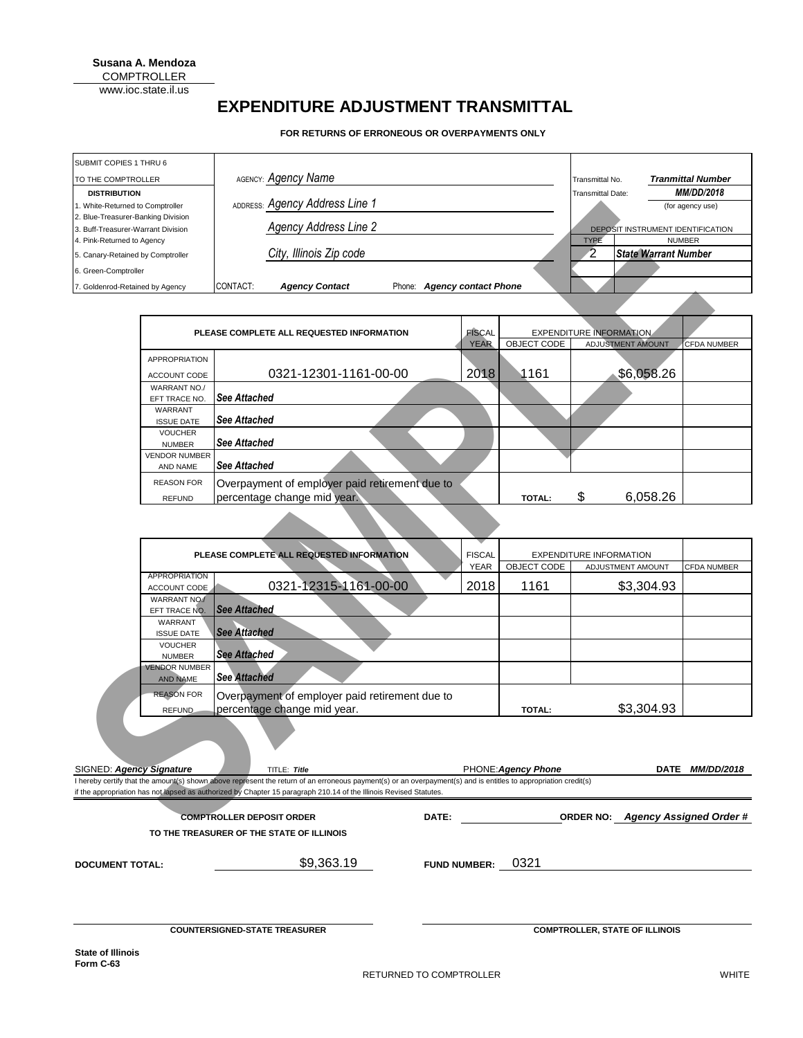**Susana A. Mendoza**
COMPTROLLER
www.ioc.state.il.us

# EXPENDITURE ADJUSTMENT TRANSMITTAL

**FOR RETURNS OF ERRONEOUS OR OVERPAYMENTS ONLY**

| SUBMIT COPIES 1 THRU 6 TO THE COMPTROLLER | | | |
|---|---|---|---|
| **DISTRIBUTION** | AGENCY: *Agency Name* | Transmittal No. | ***Tranmittal Number*** |
| 1. White-Returned to Comptroller | ADDRESS: *Agency Address Line 1* | Transmittal Date: | ***MM/DD/2018*** |
| 2. Blue-Treasurer-Banking Division | *Agency Address Line 2* | | (for agency use) |
| 3. Buff-Treasurer-Warrant Division | | DEPOSIT INSTRUMENT IDENTIFICATION | |
| 4. Pink-Returned to Agency | *City, Illinois Zip code* | TYPE | NUMBER |
| 5. Canary-Retained by Comptroller | | 2 | ***State Warrant Number*** |
| 6. Green-Comptroller | | | |
| 7. Goldenrod-Retained by Agency | CONTACT: ***Agency Contact*** Phone: ***Agency contact Phone*** | | |

| PLEASE COMPLETE ALL REQUESTED INFORMATION | | FISCAL YEAR | EXPENDITURE INFORMATION OBJECT CODE | ADJUSTMENT AMOUNT | CFDA NUMBER |
|---|---|---|---|---|---|
| APPROPRIATION ACCOUNT CODE | 0321-12301-1161-00-00 | 2018 | 1161 | $6,058.26 | |
| WARRANT NO./ EFT TRACE NO. | ***See Attached*** | | | | |
| WARRANT ISSUE DATE | ***See Attached*** | | | | |
| VOUCHER NUMBER | ***See Attached*** | | | | |
| VENDOR NUMBER AND NAME | ***See Attached*** | | | | |
| REASON FOR REFUND | Overpayment of employer paid retirement due to percentage change mid year. | | **TOTAL:** | $ 6,058.26 | |

| PLEASE COMPLETE ALL REQUESTED INFORMATION | | FISCAL YEAR | EXPENDITURE INFORMATION OBJECT CODE | ADJUSTMENT AMOUNT | CFDA NUMBER |
|---|---|---|---|---|---|
| APPROPRIATION ACCOUNT CODE | 0321-12315-1161-00-00 | 2018 | 1161 | $3,304.93 | |
| WARRANT NO./ EFT TRACE NO. | ***See Attached*** | | | | |
| WARRANT ISSUE DATE | ***See Attached*** | | | | |
| VOUCHER NUMBER | ***See Attached*** | | | | |
| VENDOR NUMBER AND NAME | ***See Attached*** | | | | |
| REASON FOR REFUND | Overpayment of employer paid retirement due to percentage change mid year. | | **TOTAL:** | $3,304.93 | |

SIGNED: ***Agency Signature*** TITLE: ***Title*** PHONE: ***Agency Phone*** **DATE** ***MM/DD/2018***

I hereby certify that the amount(s) shown above represent the return of an erroneous payment(s) or an overpayment(s) and is entitles to appropriation credit(s) if the appropriation has not lapsed as authorized by Chapter 15 paragraph 210.14 of the Illinois Revised Statutes.

**COMPTROLLER DEPOSIT ORDER** **DATE:** **ORDER NO:** ***Agency Assigned Order #***

**TO THE TREASURER OF THE STATE OF ILLINOIS**

**DOCUMENT TOTAL:** $9,363.19 **FUND NUMBER:** 0321

**COUNTERSIGNED-STATE TREASURER** **COMPTROLLER, STATE OF ILLINOIS**

**State of Illinois**
**Form C-63**

RETURNED TO COMPTROLLER WHITE

SAMPLE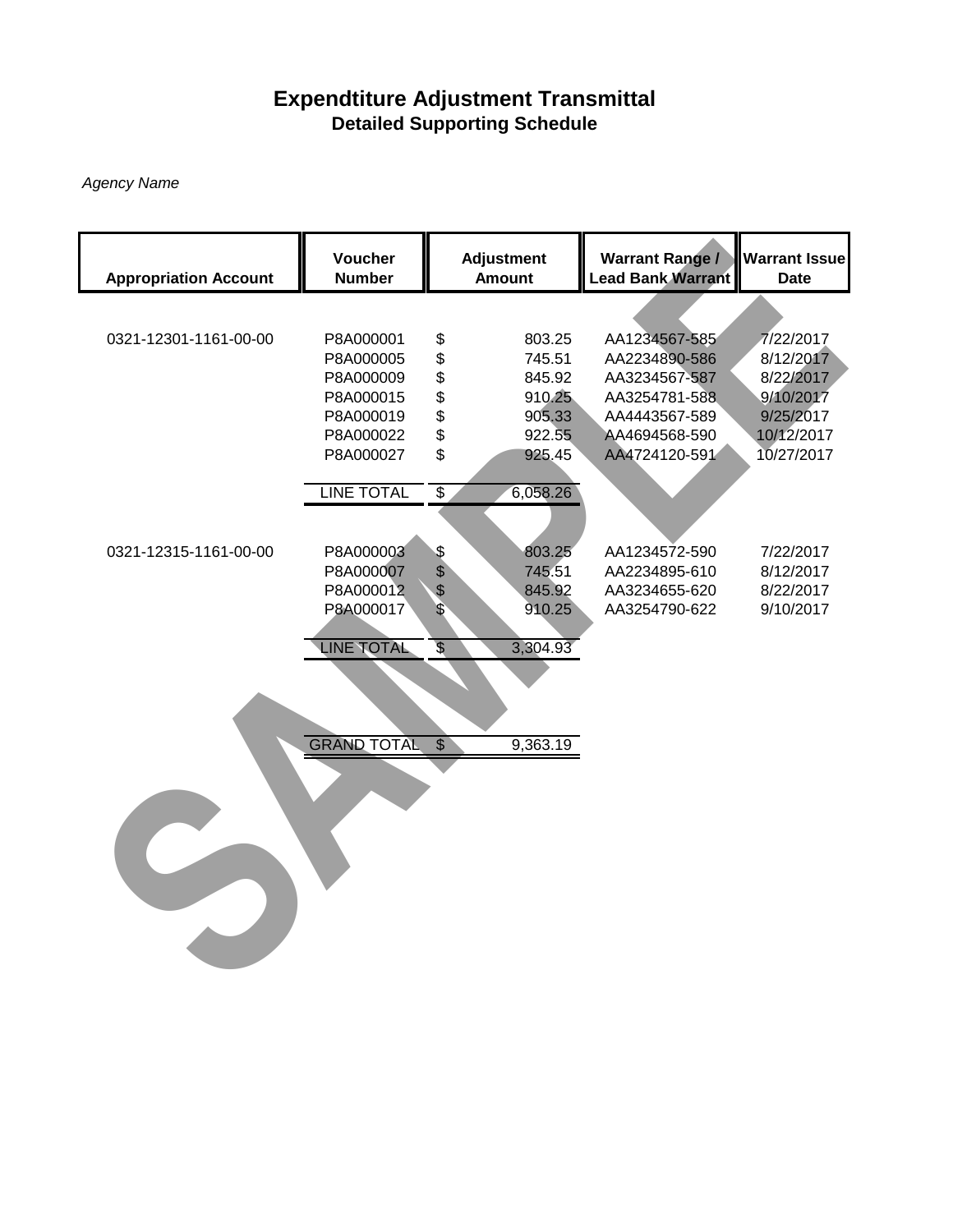# Expendtiture Adjustment Transmittal

## Detailed Supporting Schedule

*Agency Name*

| Appropriation Account | Voucher Number | Adjustment Amount | Warrant Range / Lead Bank Warrant | Warrant Issue Date |
|---|---|---|---|---|
| 0321-12301-1161-00-00 | P8A000001 | $ 803.25 | AA1234567-585 | 7/22/2017 |
| | P8A000005 | $ 745.51 | AA2234890-586 | 8/12/2017 |
| | P8A000009 | $ 845.92 | AA3234567-587 | 8/22/2017 |
| | P8A000015 | $ 910.25 | AA3254781-588 | 9/10/2017 |
| | P8A000019 | $ 905.33 | AA4443567-589 | 9/25/2017 |
| | P8A000022 | $ 922.55 | AA4694568-590 | 10/12/2017 |
| | P8A000027 | $ 925.45 | AA4724120-591 | 10/27/2017 |
| | LINE TOTAL | $ 6,058.26 | | |
| 0321-12315-1161-00-00 | P8A000003 | $ 803.25 | AA1234572-590 | 7/22/2017 |
| | P8A000007 | $ 745.51 | AA2234895-610 | 8/12/2017 |
| | P8A000012 | $ 845.92 | AA3234655-620 | 8/22/2017 |
| | P8A000017 | $ 910.25 | AA3254790-622 | 9/10/2017 |
| | LINE TOTAL | $ 3,304.93 | | |
| | GRAND TOTAL | $ 9,363.19 | | |

SAMPLE